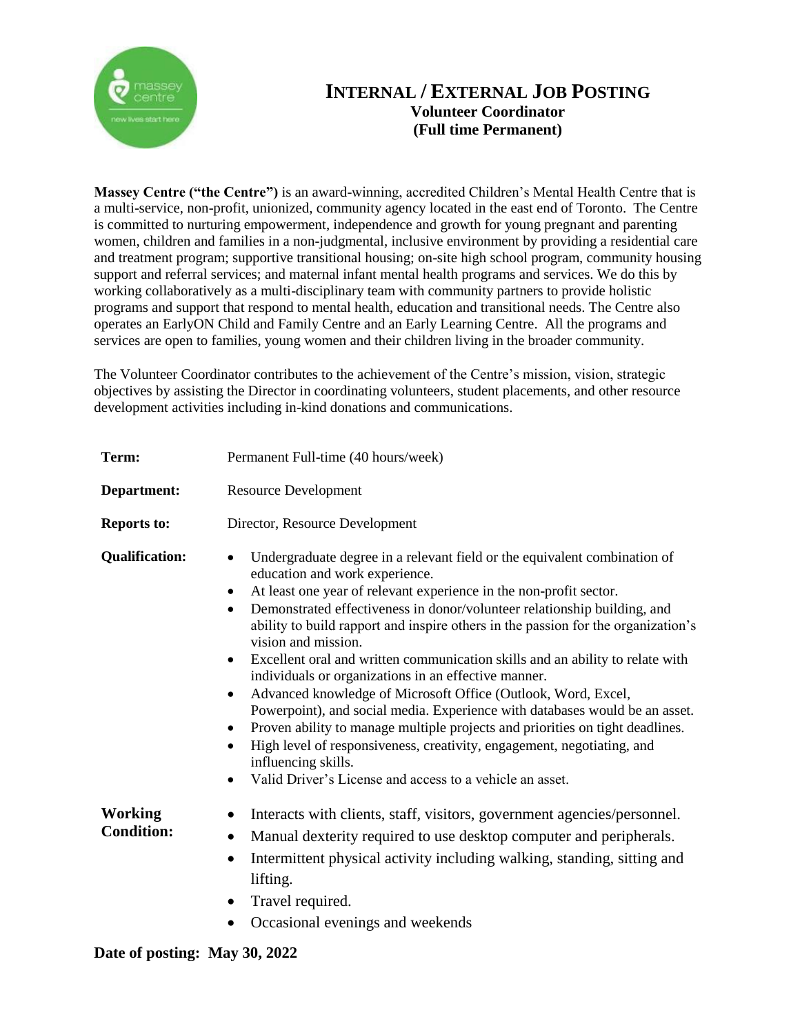# INTERNAL / EXTERNAL JOB POSTING

## Volunteer Coordinator
## (Full time Permanent)

**Massey Centre ("the Centre")** is an award-winning, accredited Children's Mental Health Centre that is a multi-service, non-profit, unionized, community agency located in the east end of Toronto. The Centre is committed to nurturing empowerment, independence and growth for young pregnant and parenting women, children and families in a non-judgmental, inclusive environment by providing a residential care and treatment program; supportive transitional housing; on-site high school program, community housing support and referral services; and maternal infant mental health programs and services. We do this by working collaboratively as a multi-disciplinary team with community partners to provide holistic programs and support that respond to mental health, education and transitional needs. The Centre also operates an EarlyON Child and Family Centre and an Early Learning Centre. All the programs and services are open to families, young women and their children living in the broader community.

The Volunteer Coordinator contributes to the achievement of the Centre's mission, vision, strategic objectives by assisting the Director in coordinating volunteers, student placements, and other resource development activities including in-kind donations and communications.

**Term:** Permanent Full-time (40 hours/week)

**Department:** Resource Development

**Reports to:** Director, Resource Development

**Qualification:**

- Undergraduate degree in a relevant field or the equivalent combination of education and work experience.
- At least one year of relevant experience in the non-profit sector.
- Demonstrated effectiveness in donor/volunteer relationship building, and ability to build rapport and inspire others in the passion for the organization's vision and mission.
- Excellent oral and written communication skills and an ability to relate with individuals or organizations in an effective manner.
- Advanced knowledge of Microsoft Office (Outlook, Word, Excel, Powerpoint), and social media. Experience with databases would be an asset.
- Proven ability to manage multiple projects and priorities on tight deadlines.
- High level of responsiveness, creativity, engagement, negotiating, and influencing skills.
- Valid Driver's License and access to a vehicle an asset.

**Working Condition:**

- Interacts with clients, staff, visitors, government agencies/personnel.
- Manual dexterity required to use desktop computer and peripherals.
- Intermittent physical activity including walking, standing, sitting and lifting.
- Travel required.
- Occasional evenings and weekends

**Date of posting: May 30, 2022**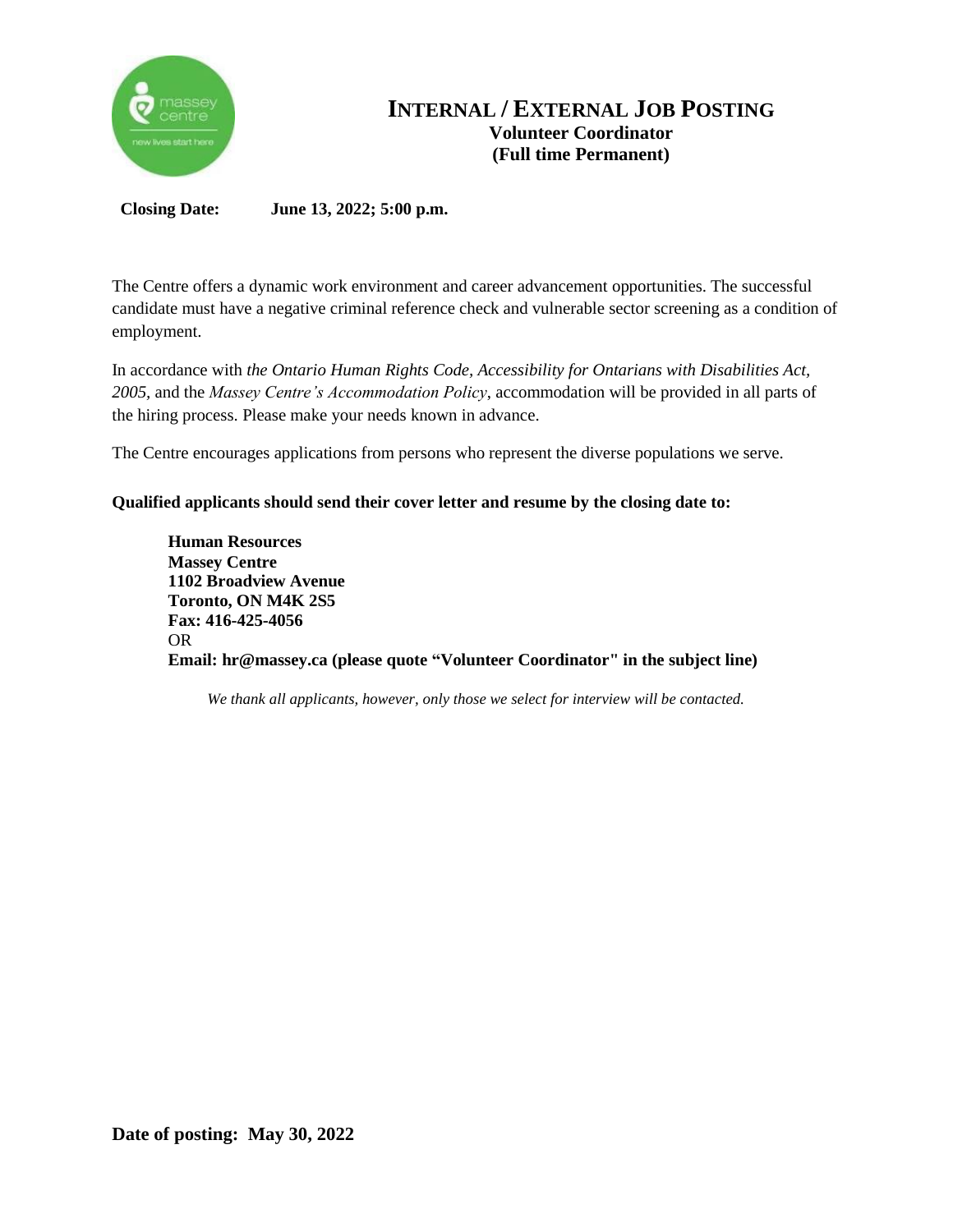# INTERNAL / EXTERNAL JOB POSTING

**Volunteer Coordinator**
**(Full time Permanent)**

**Closing Date:** **June 13, 2022; 5:00 p.m.**

The Centre offers a dynamic work environment and career advancement opportunities. The successful candidate must have a negative criminal reference check and vulnerable sector screening as a condition of employment.

In accordance with *the Ontario Human Rights Code, Accessibility for Ontarians with Disabilities Act, 2005,* and the *Massey Centre's Accommodation Policy*, accommodation will be provided in all parts of the hiring process. Please make your needs known in advance.

The Centre encourages applications from persons who represent the diverse populations we serve.

**Qualified applicants should send their cover letter and resume by the closing date to:**

**Human Resources**
**Massey Centre**
**1102 Broadview Avenue**
**Toronto, ON M4K 2S5**
**Fax: 416-425-4056**
OR
**Email: hr@massey.ca (please quote "Volunteer Coordinator" in the subject line)**

*We thank all applicants, however, only those we select for interview will be contacted.*

**Date of posting: May 30, 2022**